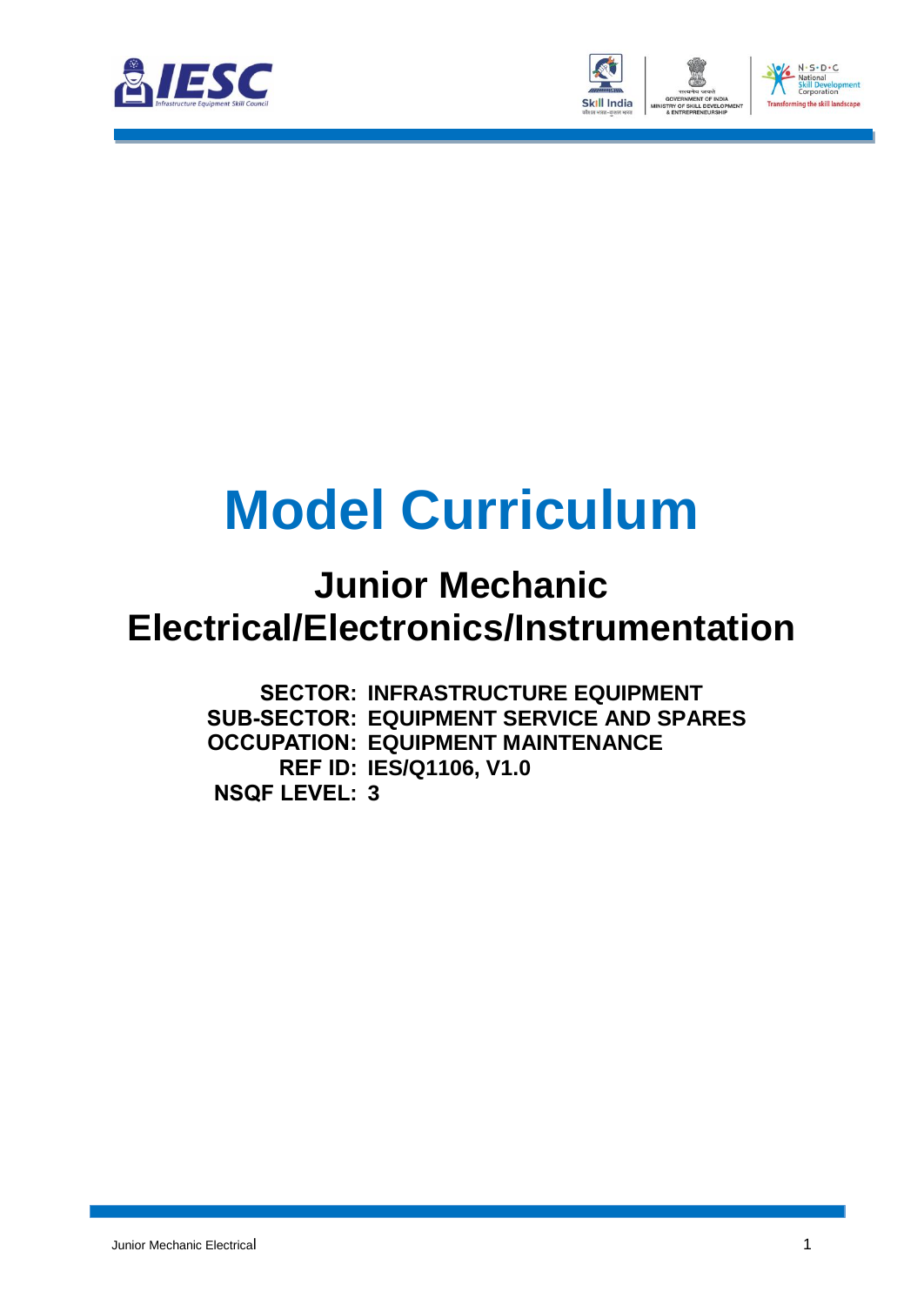# Model Curriculum

## Junior Mechanic Electrical/Electronics/Instrumentation

**SECTOR: INFRASTRUCTURE EQUIPMENT**
**SUB-SECTOR: EQUIPMENT SERVICE AND SPARES**
**OCCUPATION: EQUIPMENT MAINTENANCE**
**REF ID: IES/Q1106, V1.0**
**NSQF LEVEL: 3**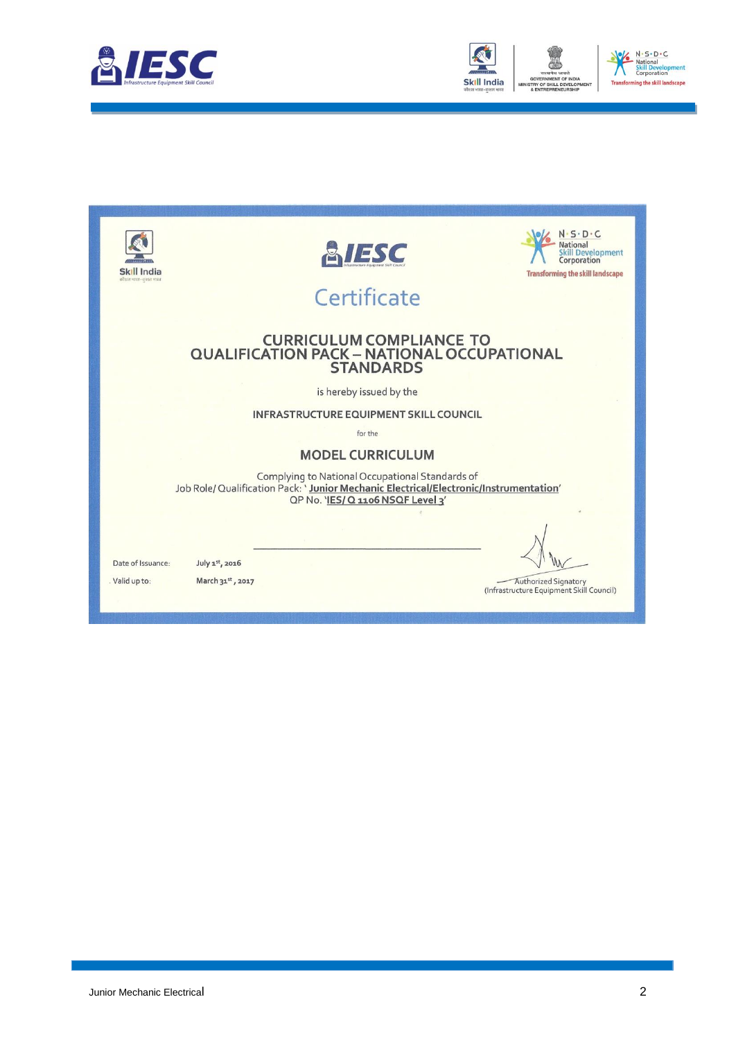# Certificate

## CURRICULUM COMPLIANCE TO QUALIFICATION PACK – NATIONAL OCCUPATIONAL STANDARDS

is hereby issued by the

**INFRASTRUCTURE EQUIPMENT SKILL COUNCIL**

for the

**MODEL CURRICULUM**

Complying to National Occupational Standards of
Job Role/ Qualification Pack: '**Junior Mechanic Electrical/Electronic/Instrumentation**'
QP No. '**IES/ Q 1106 NSQF Level 3**'

Date of Issuance: July 1st, 2016

Valid up to: March 31st, 2017

Authorized Signatory
(Infrastructure Equipment Skill Council)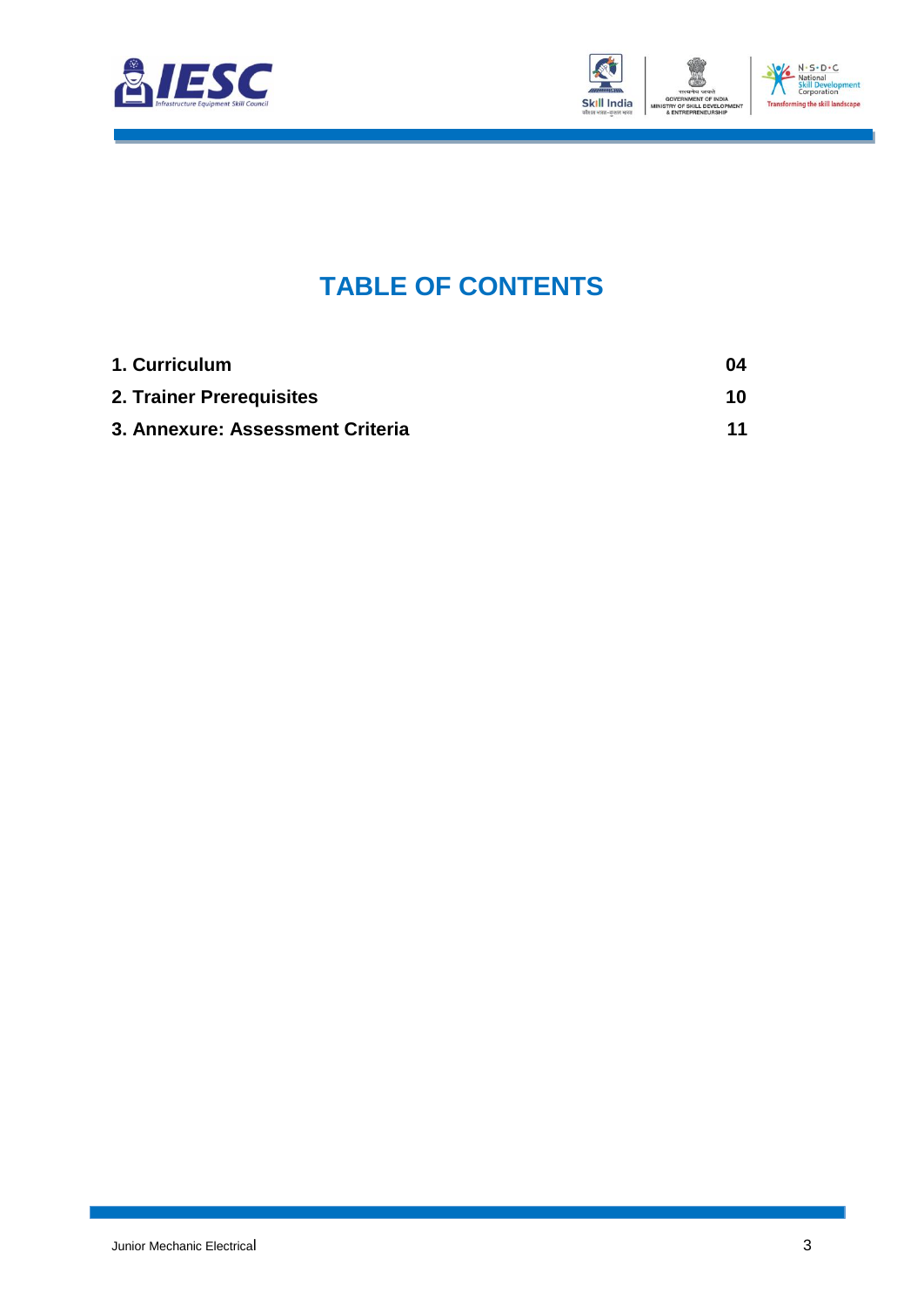# TABLE OF CONTENTS

| | |
|---|---|
| **1. Curriculum** | **04** |
| **2. Trainer Prerequisites** | **10** |
| **3. Annexure: Assessment Criteria** | **11** |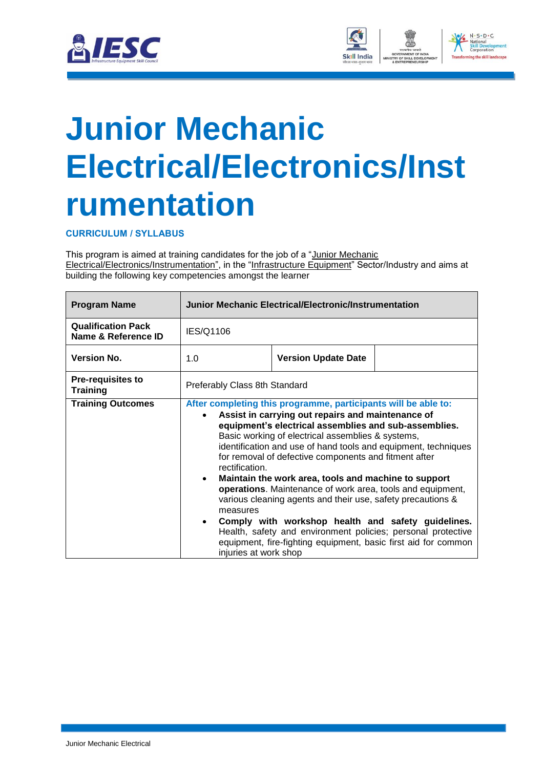# Junior Mechanic Electrical/Electronics/Instrumentation

**CURRICULUM / SYLLABUS**

This program is aimed at training candidates for the job of a "Junior Mechanic Electrical/Electronics/Instrumentation", in the "Infrastructure Equipment" Sector/Industry and aims at building the following key competencies amongst the learner

| | | | |
|---|---|---|---|
| **Program Name** | **Junior Mechanic Electrical/Electronic/Instrumentation** | | |
| **Qualification Pack Name & Reference ID** | IES/Q1106 | | |
| **Version No.** | 1.0 | **Version Update Date** | |
| **Pre-requisites to Training** | Preferably Class 8th Standard | | |
| **Training Outcomes** | **After completing this programme, participants will be able to:**<br>• **Assist in carrying out repairs and maintenance of equipment's electrical assemblies and sub-assemblies.** Basic working of electrical assemblies & systems, identification and use of hand tools and equipment, techniques for removal of defective components and fitment after rectification.<br>• **Maintain the work area, tools and machine to support operations**. Maintenance of work area, tools and equipment, various cleaning agents and their use, safety precautions & measures<br>• **Comply with workshop health and safety guidelines.** Health, safety and environment policies; personal protective equipment, fire-fighting equipment, basic first aid for common injuries at work shop | | |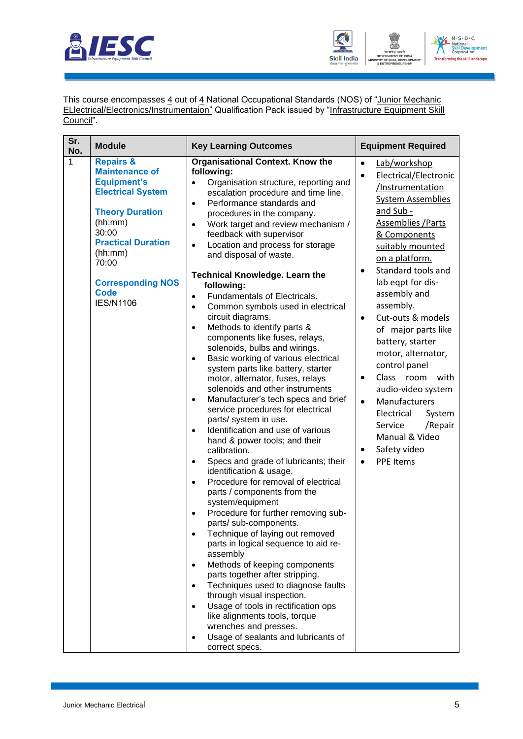This course encompasses 4 out of 4 National Occupational Standards (NOS) of "Junior Mechanic ELlectrical/Electronics/Instrumentaion" Qualification Pack issued by "Infrastructure Equipment Skill Council".

| Sr. No. | Module | Key Learning Outcomes | Equipment Required |
|---|---|---|---|
| 1 | **Repairs & Maintenance of Equipment's Electrical System**<br><br>**Theory Duration** (hh:mm)<br>30:00<br>**Practical Duration** (hh:mm)<br>70:00<br><br>**Corresponding NOS Code**<br>IES/N1106 | **Organisational Context. Know the following:**<br>• Organisation structure, reporting and escalation procedure and time line.<br>• Performance standards and procedures in the company.<br>• Work target and review mechanism / feedback with supervisor<br>• Location and process for storage and disposal of waste.<br><br>**Technical Knowledge. Learn the following:**<br>• Fundamentals of Electricals.<br>• Common symbols used in electrical circuit diagrams.<br>• Methods to identify parts & components like fuses, relays, solenoids, bulbs and wirings.<br>• Basic working of various electrical system parts like battery, starter motor, alternator, fuses, relays solenoids and other instruments<br>• Manufacturer's tech specs and brief service procedures for electrical parts/ system in use.<br>• Identification and use of various hand & power tools; and their calibration.<br>• Specs and grade of lubricants; their identification & usage.<br>• Procedure for removal of electrical parts / components from the system/equipment<br>• Procedure for further removing sub-parts/ sub-components.<br>• Technique of laying out removed parts in logical sequence to aid re-assembly<br>• Methods of keeping components parts together after stripping.<br>• Techniques used to diagnose faults through visual inspection.<br>• Usage of tools in rectification ops like alignments tools, torque wrenches and presses.<br>• Usage of sealants and lubricants of correct specs. | • Lab/workshop<br>• Electrical/Electronic /Instrumentation System Assemblies and Sub - Assemblies /Parts & Components suitably mounted on a platform.<br>• Standard tools and lab eqpt for dis-assembly and assembly.<br>• Cut-outs & models of major parts like battery, starter motor, alternator, control panel<br>• Class room with audio-video system<br>• Manufacturers Electrical System Service /Repair Manual & Video<br>• Safety video<br>• PPE Items |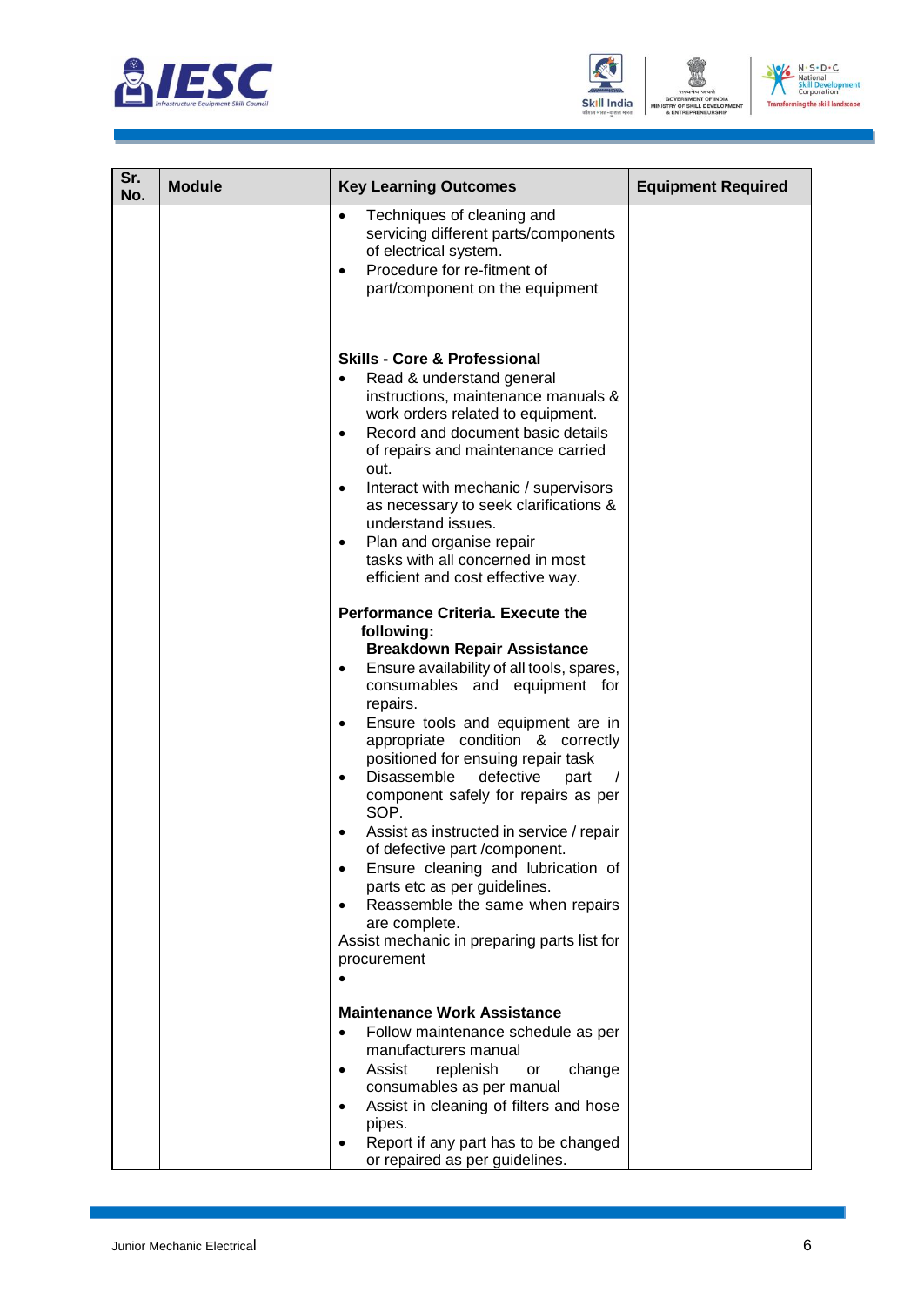| Sr. No. | Module | Key Learning Outcomes | Equipment Required |
|---|---|---|---|
| | | • Techniques of cleaning and servicing different parts/components of electrical system.<br>• Procedure for re-fitment of part/component on the equipment<br><br>**Skills - Core & Professional**<br>• Read & understand general instructions, maintenance manuals & work orders related to equipment.<br>• Record and document basic details of repairs and maintenance carried out.<br>• Interact with mechanic / supervisors as necessary to seek clarifications & understand issues.<br>• Plan and organise repair tasks with all concerned in most efficient and cost effective way.<br><br>**Performance Criteria. Execute the following:**<br>**Breakdown Repair Assistance**<br>• Ensure availability of all tools, spares, consumables and equipment for repairs.<br>• Ensure tools and equipment are in appropriate condition & correctly positioned for ensuing repair task<br>• Disassemble defective part / component safely for repairs as per SOP.<br>• Assist as instructed in service / repair of defective part /component.<br>• Ensure cleaning and lubrication of parts etc as per guidelines.<br>• Reassemble the same when repairs are complete.<br>Assist mechanic in preparing parts list for procurement<br>•<br><br>**Maintenance Work Assistance**<br>• Follow maintenance schedule as per manufacturers manual<br>• Assist replenish or change consumables as per manual<br>• Assist in cleaning of filters and hose pipes.<br>• Report if any part has to be changed or repaired as per guidelines. | |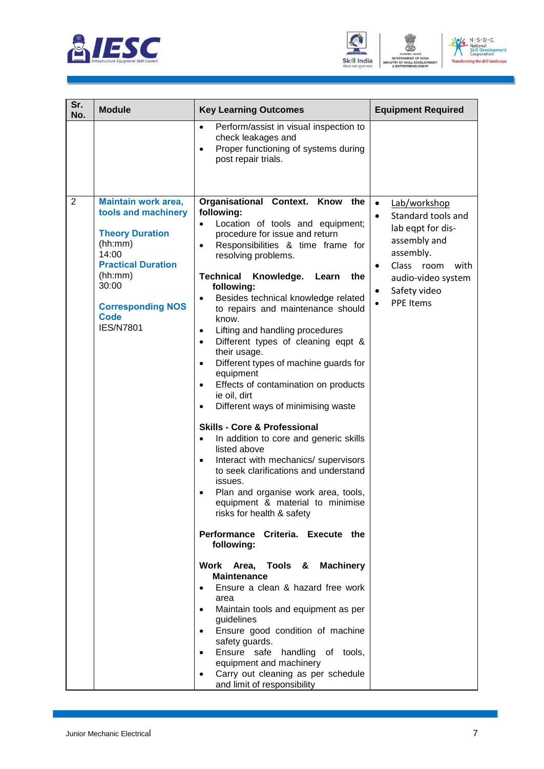| Sr. No. | Module | Key Learning Outcomes | Equipment Required |
|---|---|---|---|
| | | • Perform/assist in visual inspection to check leakages and<br>• Proper functioning of systems during post repair trials. | |
| 2 | **Maintain work area, tools and machinery**<br><br>**Theory Duration** (hh:mm)<br>14:00<br>**Practical Duration** (hh:mm)<br>30:00<br><br>**Corresponding NOS Code**<br>IES/N7801 | **Organisational Context. Know the following:**<br>• Location of tools and equipment; procedure for issue and return<br>• Responsibilities & time frame for resolving problems.<br><br>**Technical Knowledge. Learn the following:**<br>• Besides technical knowledge related to repairs and maintenance should know.<br>• Lifting and handling procedures<br>• Different types of cleaning eqpt & their usage.<br>• Different types of machine guards for equipment<br>• Effects of contamination on products ie oil, dirt<br>• Different ways of minimising waste<br><br>**Skills - Core & Professional**<br>• In addition to core and generic skills listed above<br>• Interact with mechanics/ supervisors to seek clarifications and understand issues.<br>• Plan and organise work area, tools, equipment & material to minimise risks for health & safety<br><br>**Performance Criteria. Execute the following:**<br><br>**Work Area, Tools & Machinery Maintenance**<br>• Ensure a clean & hazard free work area<br>• Maintain tools and equipment as per guidelines<br>• Ensure good condition of machine safety guards.<br>• Ensure safe handling of tools, equipment and machinery<br>• Carry out cleaning as per schedule and limit of responsibility | • Lab/workshop<br>• Standard tools and lab eqpt for dis-assembly and assembly.<br>• Class room with audio-video system<br>• Safety video<br>• PPE Items |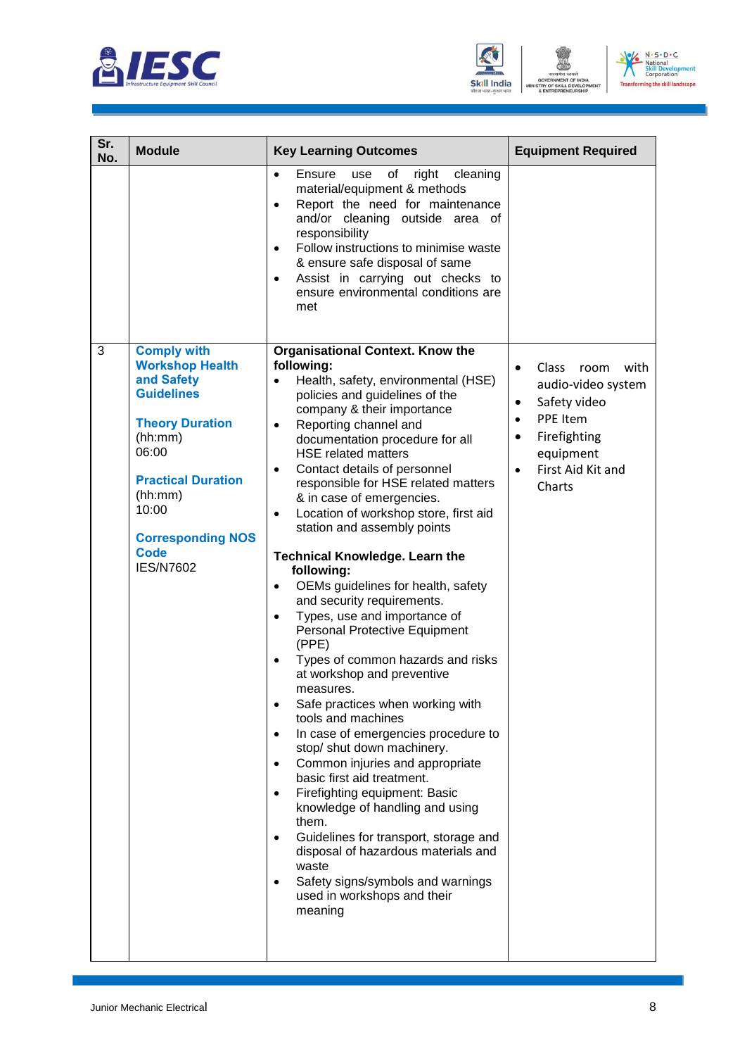| Sr. No. | Module | Key Learning Outcomes | Equipment Required |
|---|---|---|---|
| | | • Ensure use of right cleaning material/equipment & methods<br>• Report the need for maintenance and/or cleaning outside area of responsibility<br>• Follow instructions to minimise waste & ensure safe disposal of same<br>• Assist in carrying out checks to ensure environmental conditions are met | |
| 3 | **Comply with Workshop Health and Safety Guidelines**<br><br>**Theory Duration** (hh:mm)<br>06:00<br><br>**Practical Duration** (hh:mm)<br>10:00<br><br>**Corresponding NOS Code**<br>IES/N7602 | **Organisational Context. Know the following:**<br>• Health, safety, environmental (HSE) policies and guidelines of the company & their importance<br>• Reporting channel and documentation procedure for all HSE related matters<br>• Contact details of personnel responsible for HSE related matters & in case of emergencies.<br>• Location of workshop store, first aid station and assembly points<br><br>**Technical Knowledge. Learn the following:**<br>• OEMs guidelines for health, safety and security requirements.<br>• Types, use and importance of Personal Protective Equipment (PPE)<br>• Types of common hazards and risks at workshop and preventive measures.<br>• Safe practices when working with tools and machines<br>• In case of emergencies procedure to stop/ shut down machinery.<br>• Common injuries and appropriate basic first aid treatment.<br>• Firefighting equipment: Basic knowledge of handling and using them.<br>• Guidelines for transport, storage and disposal of hazardous materials and waste<br>• Safety signs/symbols and warnings used in workshops and their meaning | • Class room with audio-video system<br>• Safety video<br>• PPE Item<br>• Firefighting equipment<br>• First Aid Kit and Charts |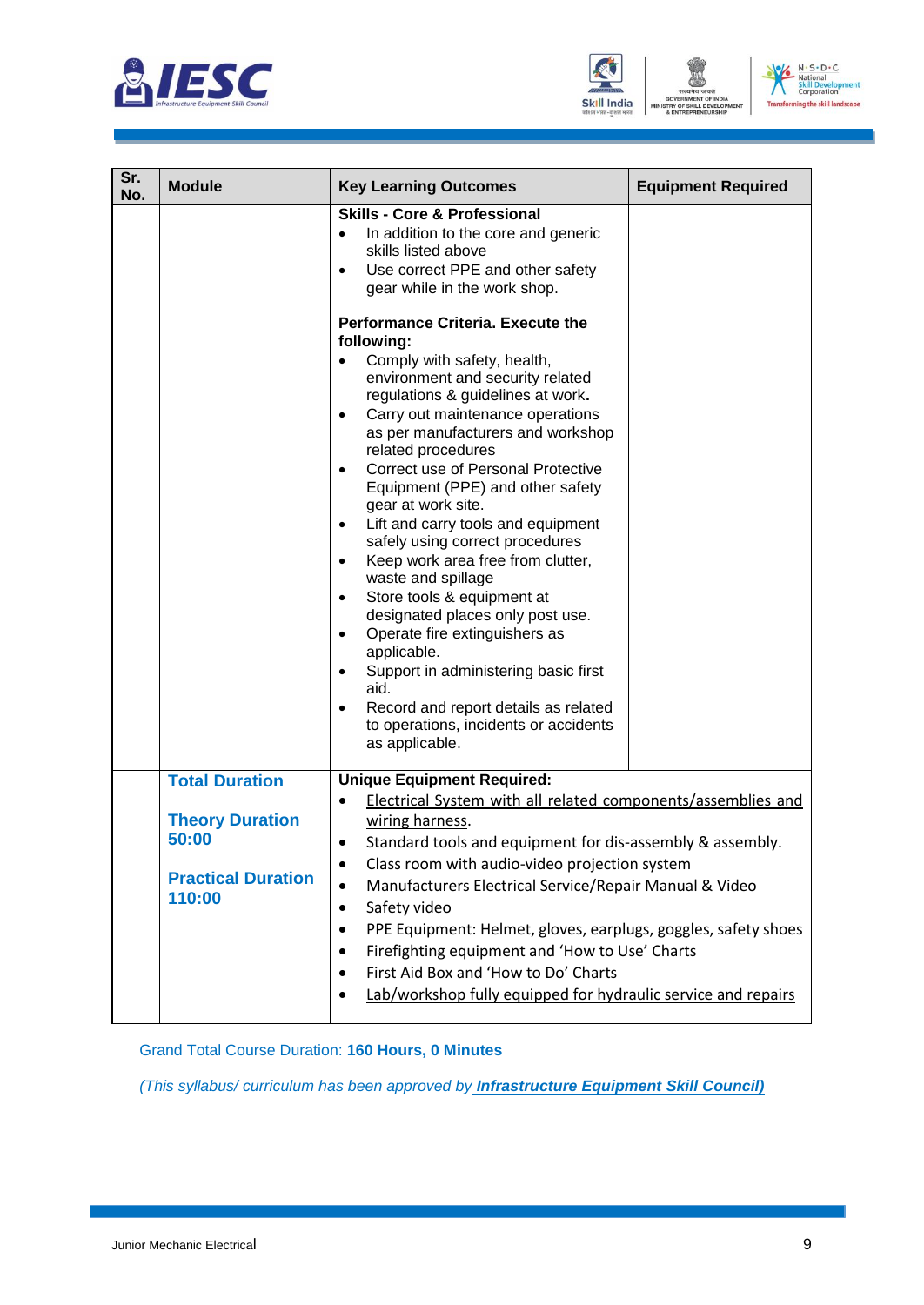| Sr. No. | Module | Key Learning Outcomes | Equipment Required |
|---|---|---|---|
| | | **Skills - Core & Professional**<br>• In addition to the core and generic skills listed above<br>• Use correct PPE and other safety gear while in the work shop.<br><br>**Performance Criteria. Execute the following:**<br>• Comply with safety, health, environment and security related regulations & guidelines at work.<br>• Carry out maintenance operations as per manufacturers and workshop related procedures<br>• Correct use of Personal Protective Equipment (PPE) and other safety gear at work site.<br>• Lift and carry tools and equipment safely using correct procedures<br>• Keep work area free from clutter, waste and spillage<br>• Store tools & equipment at designated places only post use.<br>• Operate fire extinguishers as applicable.<br>• Support in administering basic first aid.<br>• Record and report details as related to operations, incidents or accidents as applicable. | |
| | **Total Duration**<br><br>**Theory Duration 50:00**<br><br>**Practical Duration 110:00** | **Unique Equipment Required:**<br>• Electrical System with all related components/assemblies and wiring harness.<br>• Standard tools and equipment for dis-assembly & assembly.<br>• Class room with audio-video projection system<br>• Manufacturers Electrical Service/Repair Manual & Video<br>• Safety video<br>• PPE Equipment: Helmet, gloves, earplugs, goggles, safety shoes<br>• Firefighting equipment and 'How to Use' Charts<br>• First Aid Box and 'How to Do' Charts<br>• Lab/workshop fully equipped for hydraulic service and repairs | |

Grand Total Course Duration: **160 Hours, 0 Minutes**

*(This syllabus/ curriculum has been approved by* ***Infrastructure Equipment Skill Council)***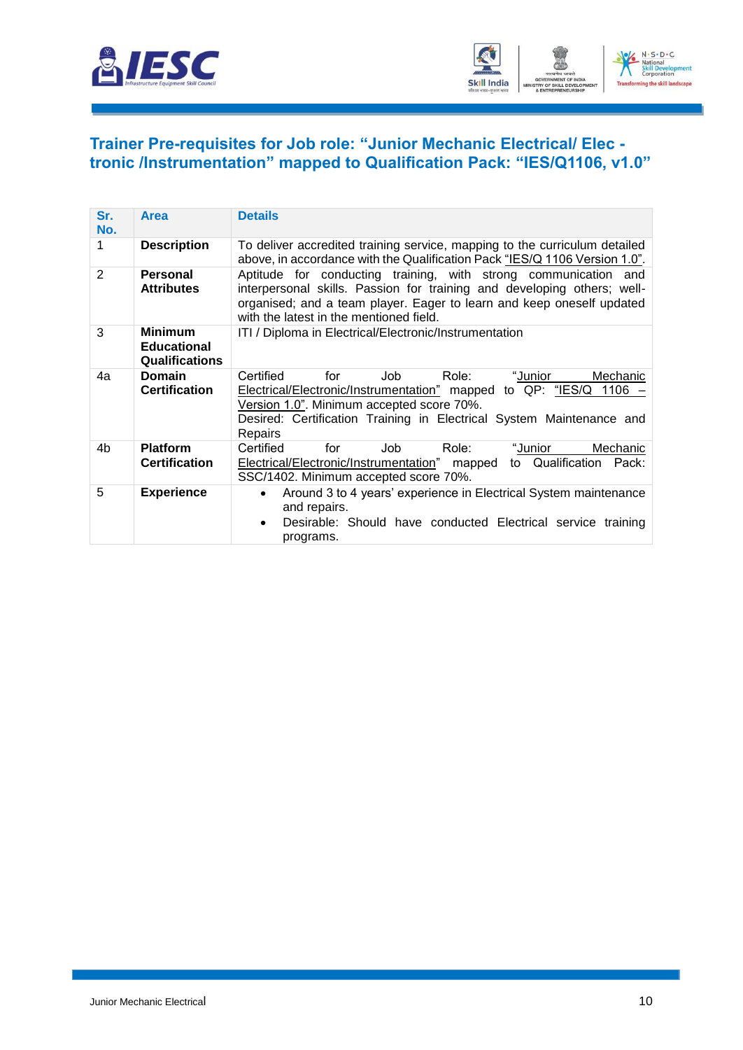## Trainer Pre-requisites for Job role: "Junior Mechanic Electrical/ Elec - tronic /Instrumentation" mapped to Qualification Pack: "IES/Q1106, v1.0"

| Sr. No. | Area | Details |
|---|---|---|
| 1 | **Description** | To deliver accredited training service, mapping to the curriculum detailed above, in accordance with the Qualification Pack "IES/Q 1106 Version 1.0". |
| 2 | **Personal Attributes** | Aptitude for conducting training, with strong communication and interpersonal skills. Passion for training and developing others; well-organised; and a team player. Eager to learn and keep oneself updated with the latest in the mentioned field. |
| 3 | **Minimum Educational Qualifications** | ITI / Diploma in Electrical/Electronic/Instrumentation |
| 4a | **Domain Certification** | Certified for Job Role: "Junior Mechanic Electrical/Electronic/Instrumentation" mapped to QP: "IES/Q 1106 – Version 1.0". Minimum accepted score 70%.<br>Desired: Certification Training in Electrical System Maintenance and Repairs |
| 4b | **Platform Certification** | Certified for Job Role: "Junior Mechanic Electrical/Electronic/Instrumentation" mapped to Qualification Pack: SSC/1402. Minimum accepted score 70%. |
| 5 | **Experience** | • Around 3 to 4 years' experience in Electrical System maintenance and repairs.<br>• Desirable: Should have conducted Electrical service training programs. |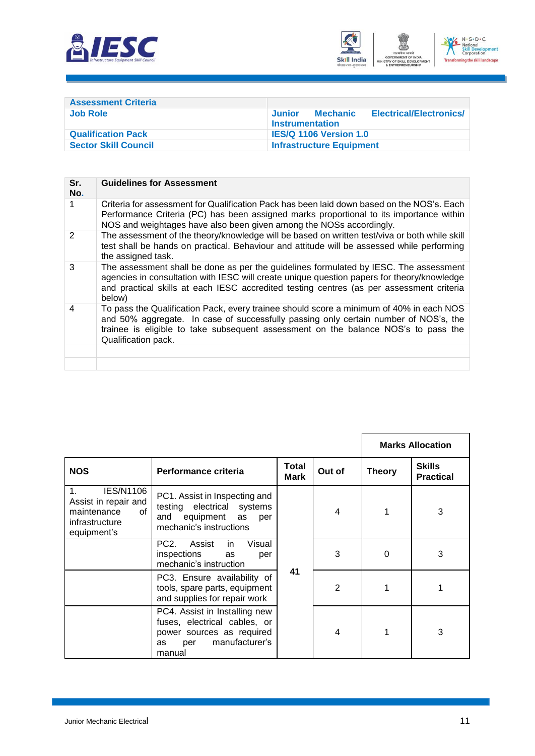| Assessment Criteria | |
|---|---|
| **Job Role** | **Junior Mechanic Electrical/Electronics/ Instrumentation** |
| **Qualification Pack** | **IES/Q 1106 Version 1.0** |
| **Sector Skill Council** | **Infrastructure Equipment** |

| Sr. No. | Guidelines for Assessment |
|---|---|
| 1 | Criteria for assessment for Qualification Pack has been laid down based on the NOS's. Each Performance Criteria (PC) has been assigned marks proportional to its importance within NOS and weightages have also been given among the NOSs accordingly. |
| 2 | The assessment of the theory/knowledge will be based on written test/viva or both while skill test shall be hands on practical. Behaviour and attitude will be assessed while performing the assigned task. |
| 3 | The assessment shall be done as per the guidelines formulated by IESC. The assessment agencies in consultation with IESC will create unique question papers for theory/knowledge and practical skills at each IESC accredited testing centres (as per assessment criteria below) |
| 4 | To pass the Qualification Pack, every trainee should score a minimum of 40% in each NOS and 50% aggregate. In case of successfully passing only certain number of NOS's, the trainee is eligible to take subsequent assessment on the balance NOS's to pass the Qualification pack. |
| | |
| | |

| | | | | Marks Allocation | |
|---|---|---|---|---|---|
| **NOS** | **Performance criteria** | **Total Mark** | **Out of** | **Theory** | **Skills Practical** |
| 1. IES/N1106 Assist in repair and maintenance of infrastructure equipment's | PC1. Assist in Inspecting and testing electrical systems and equipment as per mechanic's instructions | 41 | 4 | 1 | 3 |
| | PC2. Assist in Visual inspections as per mechanic's instruction | | 3 | 0 | 3 |
| | PC3. Ensure availability of tools, spare parts, equipment and supplies for repair work | | 2 | 1 | 1 |
| | PC4. Assist in Installing new fuses, electrical cables, or power sources as required as per manufacturer's manual | | 4 | 1 | 3 |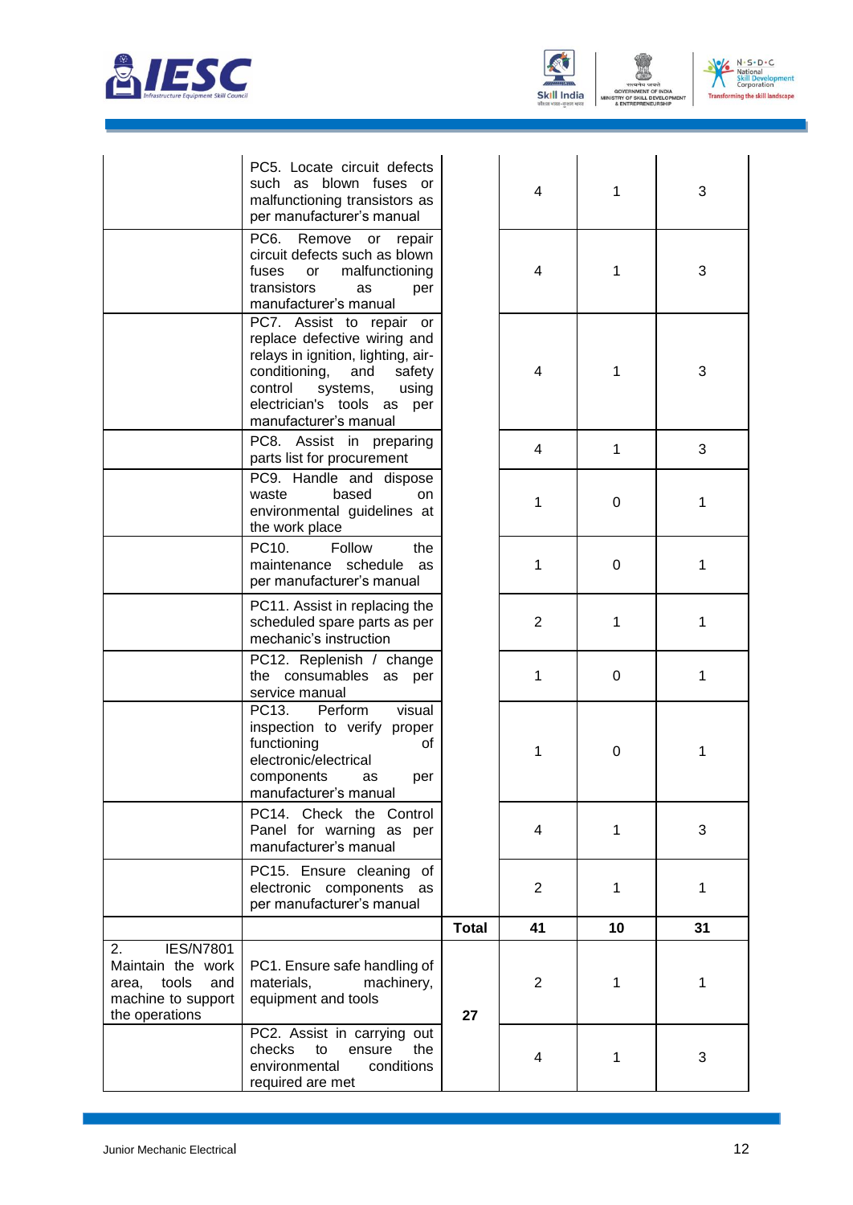| | | | | | |
|---|---|---|---|---|---|
| | PC5. Locate circuit defects such as blown fuses or malfunctioning transistors as per manufacturer's manual | | 4 | 1 | 3 |
| | PC6. Remove or repair circuit defects such as blown fuses or malfunctioning transistors as per manufacturer's manual | | 4 | 1 | 3 |
| | PC7. Assist to repair or replace defective wiring and relays in ignition, lighting, air-conditioning, and safety control systems, using electrician's tools as per manufacturer's manual | | 4 | 1 | 3 |
| | PC8. Assist in preparing parts list for procurement | | 4 | 1 | 3 |
| | PC9. Handle and dispose waste based on environmental guidelines at the work place | | 1 | 0 | 1 |
| | PC10. Follow the maintenance schedule as per manufacturer's manual | | 1 | 0 | 1 |
| | PC11. Assist in replacing the scheduled spare parts as per mechanic's instruction | | 2 | 1 | 1 |
| | PC12. Replenish / change the consumables as per service manual | | 1 | 0 | 1 |
| | PC13. Perform visual inspection to verify proper functioning of electronic/electrical components as per manufacturer's manual | | 1 | 0 | 1 |
| | PC14. Check the Control Panel for warning as per manufacturer's manual | | 4 | 1 | 3 |
| | PC15. Ensure cleaning of electronic components as per manufacturer's manual | | 2 | 1 | 1 |
| | | **Total** | **41** | **10** | **31** |
| 2. IES/N7801 Maintain the work area, tools and machine to support the operations | PC1. Ensure safe handling of materials, machinery, equipment and tools | 27 | 2 | 1 | 1 |
| | PC2. Assist in carrying out checks to ensure the environmental conditions required are met | | 4 | 1 | 3 |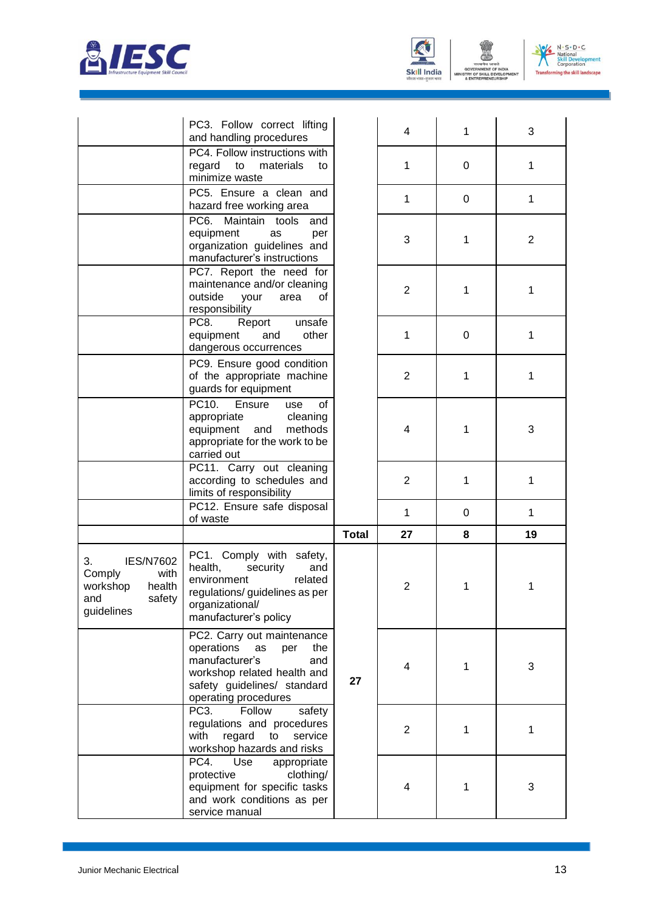| | | | | | |
|---|---|---|---|---|---|
| | PC3. Follow correct lifting and handling procedures | | 4 | 1 | 3 |
| | PC4. Follow instructions with regard to materials to minimize waste | | 1 | 0 | 1 |
| | PC5. Ensure a clean and hazard free working area | | 1 | 0 | 1 |
| | PC6. Maintain tools and equipment as per organization guidelines and manufacturer's instructions | | 3 | 1 | 2 |
| | PC7. Report the need for maintenance and/or cleaning outside your area of responsibility | | 2 | 1 | 1 |
| | PC8. Report unsafe equipment and other dangerous occurrences | | 1 | 0 | 1 |
| | PC9. Ensure good condition of the appropriate machine guards for equipment | | 2 | 1 | 1 |
| | PC10. Ensure use of appropriate cleaning equipment and methods appropriate for the work to be carried out | | 4 | 1 | 3 |
| | PC11. Carry out cleaning according to schedules and limits of responsibility | | 2 | 1 | 1 |
| | PC12. Ensure safe disposal of waste | | 1 | 0 | 1 |
| | | **Total** | **27** | **8** | **19** |
| 3. IES/N7602 Comply with workshop health and safety guidelines | PC1. Comply with safety, health, security and environment related regulations/ guidelines as per organizational/ manufacturer's policy | 27 | 2 | 1 | 1 |
| | PC2. Carry out maintenance operations as per the manufacturer's and workshop related health and safety guidelines/ standard operating procedures | | 4 | 1 | 3 |
| | PC3. Follow safety regulations and procedures with regard to service workshop hazards and risks | | 2 | 1 | 1 |
| | PC4. Use appropriate protective clothing/ equipment for specific tasks and work conditions as per service manual | | 4 | 1 | 3 |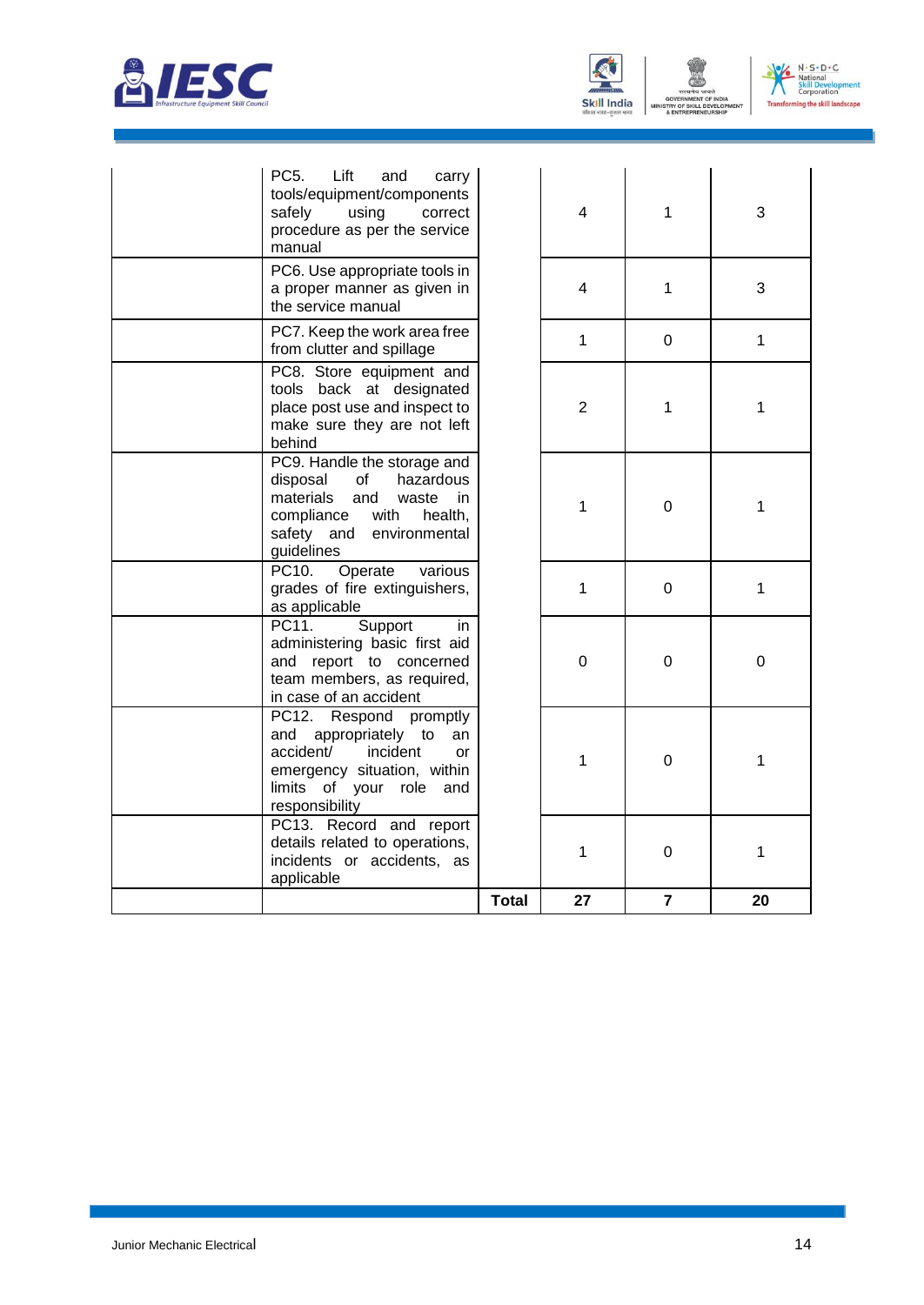| | | | | | |
|---|---|---|---|---|---|
| | PC5. Lift and carry tools/equipment/components safely using correct procedure as per the service manual | | 4 | 1 | 3 |
| | PC6. Use appropriate tools in a proper manner as given in the service manual | | 4 | 1 | 3 |
| | PC7. Keep the work area free from clutter and spillage | | 1 | 0 | 1 |
| | PC8. Store equipment and tools back at designated place post use and inspect to make sure they are not left behind | | 2 | 1 | 1 |
| | PC9. Handle the storage and disposal of hazardous materials and waste in compliance with health, safety and environmental guidelines | | 1 | 0 | 1 |
| | PC10. Operate various grades of fire extinguishers, as applicable | | 1 | 0 | 1 |
| | PC11. Support in administering basic first aid and report to concerned team members, as required, in case of an accident | | 0 | 0 | 0 |
| | PC12. Respond promptly and appropriately to an accident/ incident or emergency situation, within limits of your role and responsibility | | 1 | 0 | 1 |
| | PC13. Record and report details related to operations, incidents or accidents, as applicable | | 1 | 0 | 1 |
| | | **Total** | **27** | **7** | **20** |